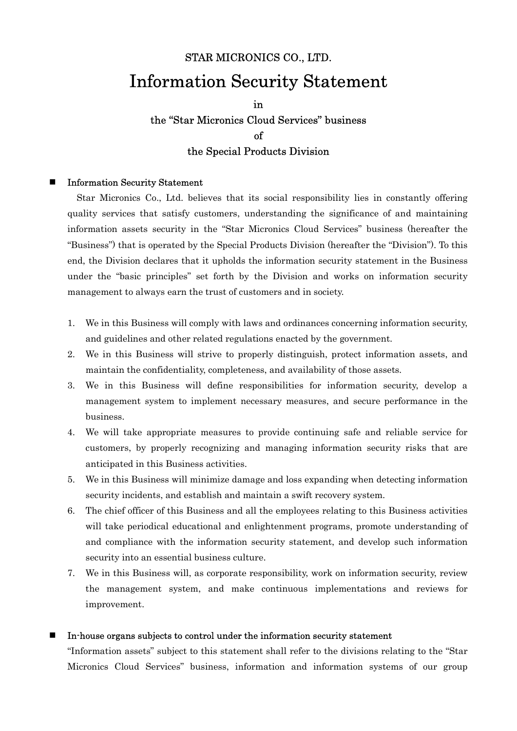STAR MICRONICS CO., LTD.

# Information Security Statement

in

the "Star Micronics Cloud Services" business

of

the Special Products Division

## ■ Information Security Statement

Star Micronics Co., Ltd. believes that its social responsibility lies in constantly offering quality services that satisfy customers, understanding the significance of and maintaining information assets security in the "Star Micronics Cloud Services" business (hereafter the "Business") that is operated by the Special Products Division (hereafter the "Division"). To this end, the Division declares that it upholds the information security statement in the Business under the "basic principles" set forth by the Division and works on information security management to always earn the trust of customers and in society.

1. We in this Business will comply with laws and ordinances concerning information security, and guidelines and other related regulations enacted by the government.
2. We in this Business will strive to properly distinguish, protect information assets, and maintain the confidentiality, completeness, and availability of those assets.
3. We in this Business will define responsibilities for information security, develop a management system to implement necessary measures, and secure performance in the business.
4. We will take appropriate measures to provide continuing safe and reliable service for customers, by properly recognizing and managing information security risks that are anticipated in this Business activities.
5. We in this Business will minimize damage and loss expanding when detecting information security incidents, and establish and maintain a swift recovery system.
6. The chief officer of this Business and all the employees relating to this Business activities will take periodical educational and enlightenment programs, promote understanding of and compliance with the information security statement, and develop such information security into an essential business culture.
7. We in this Business will, as corporate responsibility, work on information security, review the management system, and make continuous implementations and reviews for improvement.

## ■ In-house organs subjects to control under the information security statement

"Information assets" subject to this statement shall refer to the divisions relating to the "Star Micronics Cloud Services" business, information and information systems of our group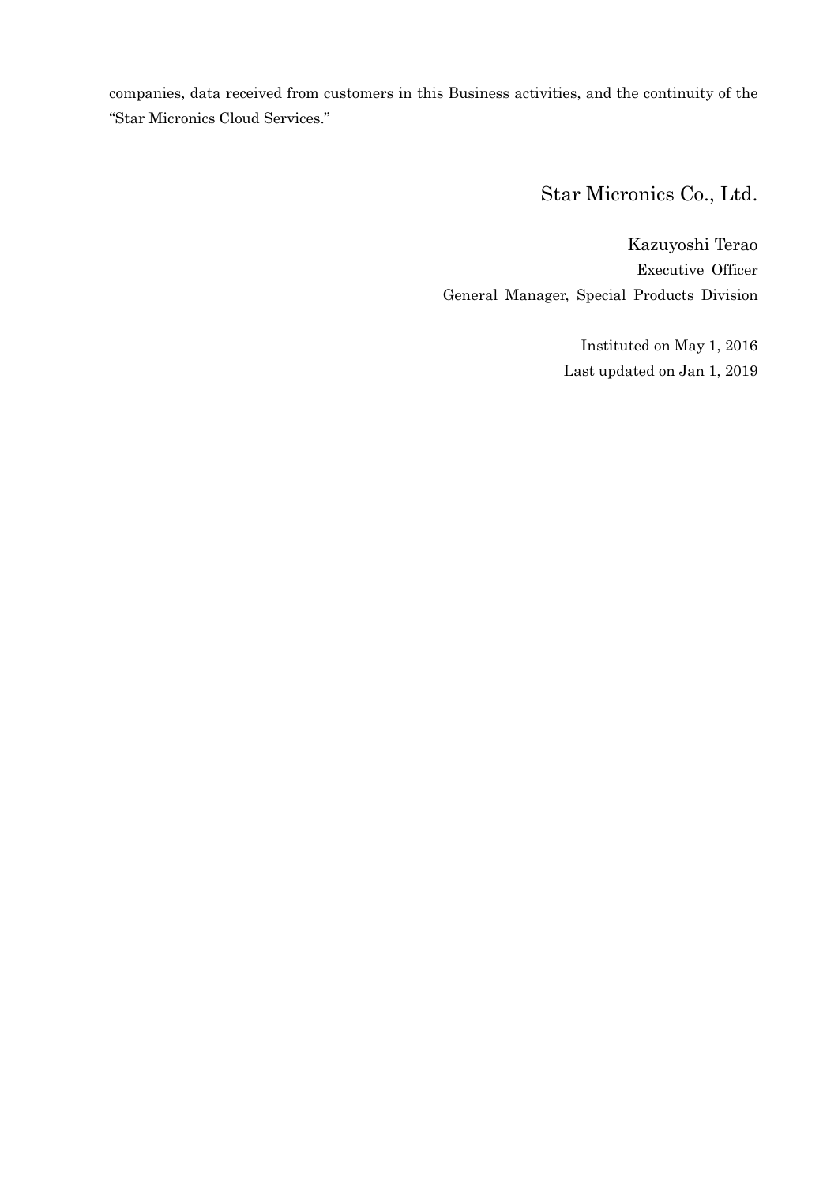companies, data received from customers in this Business activities, and the continuity of the "Star Micronics Cloud Services."

Star Micronics Co., Ltd.

Kazuyoshi Terao
Executive Officer
General Manager, Special Products Division

Instituted on May 1, 2016
Last updated on Jan 1, 2019